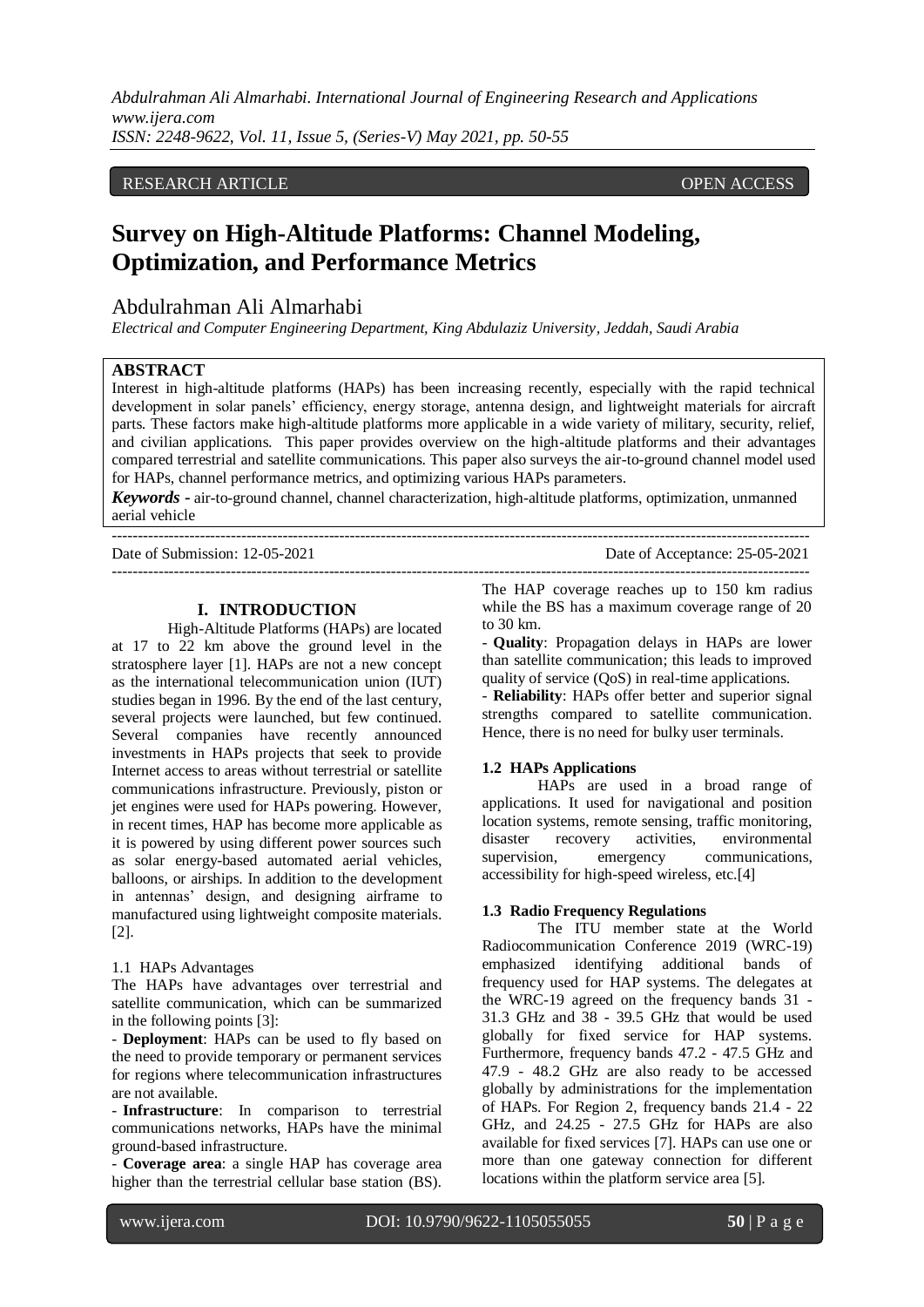RESEARCH ARTICLE OPEN ACCESS

# Survey on High-Altitude Platforms: Channel Modeling, Optimization, and Performance Metrics

Abdulrahman Ali Almarhabi

*Electrical and Computer Engineering Department, King Abdulaziz University, Jeddah, Saudi Arabia*

## ABSTRACT

Interest in high-altitude platforms (HAPs) has been increasing recently, especially with the rapid technical development in solar panels' efficiency, energy storage, antenna design, and lightweight materials for aircraft parts. These factors make high-altitude platforms more applicable in a wide variety of military, security, relief, and civilian applications. This paper provides overview on the high-altitude platforms and their advantages compared terrestrial and satellite communications. This paper also surveys the air-to-ground channel model used for HAPs, channel performance metrics, and optimizing various HAPs parameters.

***Keywords*** **-** air-to-ground channel, channel characterization, high-altitude platforms, optimization, unmanned aerial vehicle

Date of Submission: 12-05-2021 Date of Acceptance: 25-05-2021

## I. INTRODUCTION

High-Altitude Platforms (HAPs) are located at 17 to 22 km above the ground level in the stratosphere layer [1]. HAPs are not a new concept as the international telecommunication union (IUT) studies began in 1996. By the end of the last century, several projects were launched, but few continued. Several companies have recently announced investments in HAPs projects that seek to provide Internet access to areas without terrestrial or satellite communications infrastructure. Previously, piston or jet engines were used for HAPs powering. However, in recent times, HAP has become more applicable as it is powered by using different power sources such as solar energy-based automated aerial vehicles, balloons, or airships. In addition to the development in antennas' design, and designing airframe to manufactured using lightweight composite materials. [2].

### 1.1 HAPs Advantages

The HAPs have advantages over terrestrial and satellite communication, which can be summarized in the following points [3]:

- **Deployment**: HAPs can be used to fly based on the need to provide temporary or permanent services for regions where telecommunication infrastructures are not available.
- **Infrastructure**: In comparison to terrestrial communications networks, HAPs have the minimal ground-based infrastructure.
- **Coverage area**: a single HAP has coverage area higher than the terrestrial cellular base station (BS). The HAP coverage reaches up to 150 km radius while the BS has a maximum coverage range of 20 to 30 km.
- **Quality**: Propagation delays in HAPs are lower than satellite communication; this leads to improved quality of service (QoS) in real-time applications.
- **Reliability**: HAPs offer better and superior signal strengths compared to satellite communication. Hence, there is no need for bulky user terminals.

### 1.2 HAPs Applications

HAPs are used in a broad range of applications. It used for navigational and position location systems, remote sensing, traffic monitoring, disaster recovery activities, environmental supervision, emergency communications, accessibility for high-speed wireless, etc.[4]

### 1.3 Radio Frequency Regulations

The ITU member state at the World Radiocommunication Conference 2019 (WRC-19) emphasized identifying additional bands of frequency used for HAP systems. The delegates at the WRC-19 agreed on the frequency bands 31 - 31.3 GHz and 38 - 39.5 GHz that would be used globally for fixed service for HAP systems. Furthermore, frequency bands 47.2 - 47.5 GHz and 47.9 - 48.2 GHz are also ready to be accessed globally by administrations for the implementation of HAPs. For Region 2, frequency bands 21.4 - 22 GHz, and 24.25 - 27.5 GHz for HAPs are also available for fixed services [7]. HAPs can use one or more than one gateway connection for different locations within the platform service area [5].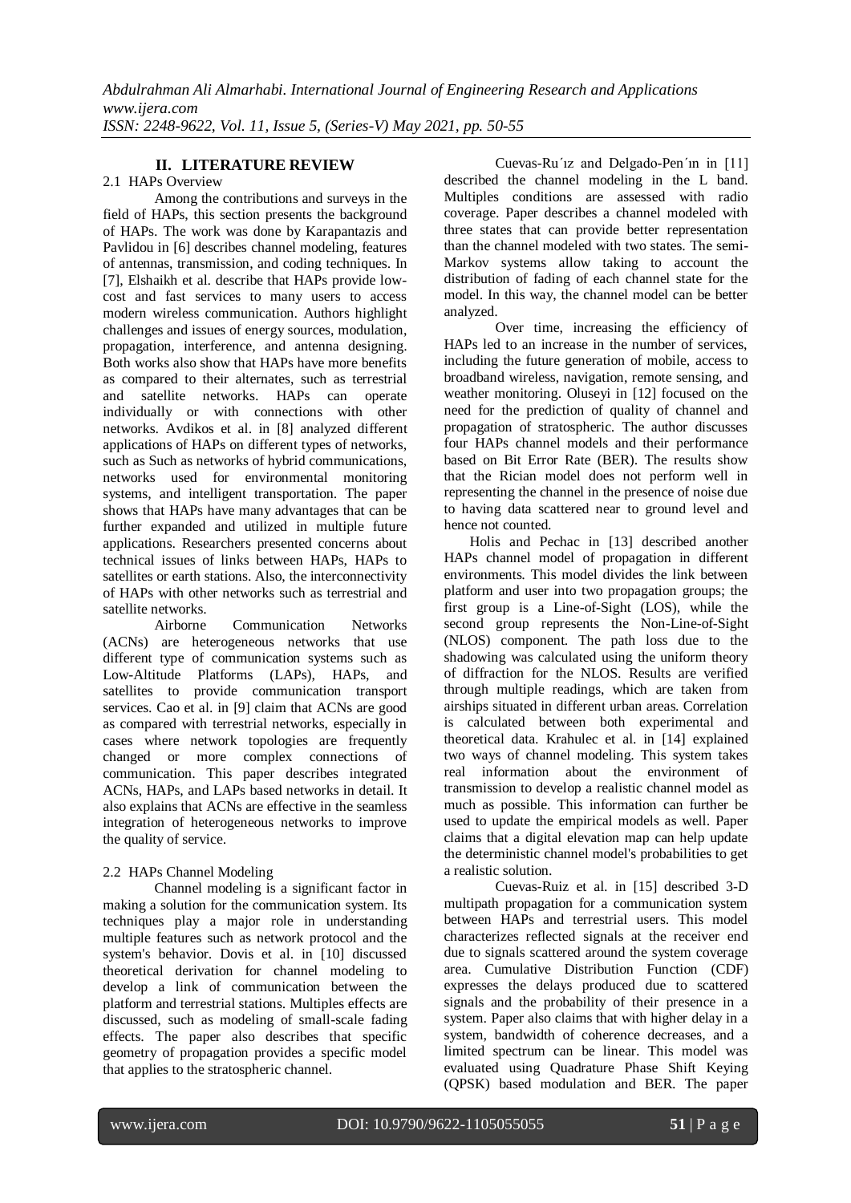## II. LITERATURE REVIEW

### 2.1 HAPs Overview

Among the contributions and surveys in the field of HAPs, this section presents the background of HAPs. The work was done by Karapantazis and Pavlidou in [6] describes channel modeling, features of antennas, transmission, and coding techniques. In [7], Elshaikh et al. describe that HAPs provide low-cost and fast services to many users to access modern wireless communication. Authors highlight challenges and issues of energy sources, modulation, propagation, interference, and antenna designing. Both works also show that HAPs have more benefits as compared to their alternates, such as terrestrial and satellite networks. HAPs can operate individually or with connections with other networks. Avdikos et al. in [8] analyzed different applications of HAPs on different types of networks, such as Such as networks of hybrid communications, networks used for environmental monitoring systems, and intelligent transportation. The paper shows that HAPs have many advantages that can be further expanded and utilized in multiple future applications. Researchers presented concerns about technical issues of links between HAPs, HAPs to satellites or earth stations. Also, the interconnectivity of HAPs with other networks such as terrestrial and satellite networks.

Airborne Communication Networks (ACNs) are heterogeneous networks that use different type of communication systems such as Low-Altitude Platforms (LAPs), HAPs, and satellites to provide communication transport services. Cao et al. in [9] claim that ACNs are good as compared with terrestrial networks, especially in cases where network topologies are frequently changed or more complex connections of communication. This paper describes integrated ACNs, HAPs, and LAPs based networks in detail. It also explains that ACNs are effective in the seamless integration of heterogeneous networks to improve the quality of service.

### 2.2 HAPs Channel Modeling

Channel modeling is a significant factor in making a solution for the communication system. Its techniques play a major role in understanding multiple features such as network protocol and the system's behavior. Dovis et al. in [10] discussed theoretical derivation for channel modeling to develop a link of communication between the platform and terrestrial stations. Multiples effects are discussed, such as modeling of small-scale fading effects. The paper also describes that specific geometry of propagation provides a specific model that applies to the stratospheric channel.

Cuevas-Ru´ız and Delgado-Pen´ın in [11] described the channel modeling in the L band. Multiples conditions are assessed with radio coverage. Paper describes a channel modeled with three states that can provide better representation than the channel modeled with two states. The semi-Markov systems allow taking to account the distribution of fading of each channel state for the model. In this way, the channel model can be better analyzed.

Over time, increasing the efficiency of HAPs led to an increase in the number of services, including the future generation of mobile, access to broadband wireless, navigation, remote sensing, and weather monitoring. Oluseyi in [12] focused on the need for the prediction of quality of channel and propagation of stratospheric. The author discusses four HAPs channel models and their performance based on Bit Error Rate (BER). The results show that the Rician model does not perform well in representing the channel in the presence of noise due to having data scattered near to ground level and hence not counted.

Holis and Pechac in [13] described another HAPs channel model of propagation in different environments. This model divides the link between platform and user into two propagation groups; the first group is a Line-of-Sight (LOS), while the second group represents the Non-Line-of-Sight (NLOS) component. The path loss due to the shadowing was calculated using the uniform theory of diffraction for the NLOS. Results are verified through multiple readings, which are taken from airships situated in different urban areas. Correlation is calculated between both experimental and theoretical data. Krahulec et al. in [14] explained two ways of channel modeling. This system takes real information about the environment of transmission to develop a realistic channel model as much as possible. This information can further be used to update the empirical models as well. Paper claims that a digital elevation map can help update the deterministic channel model's probabilities to get a realistic solution.

Cuevas-Ruiz et al. in [15] described 3-D multipath propagation for a communication system between HAPs and terrestrial users. This model characterizes reflected signals at the receiver end due to signals scattered around the system coverage area. Cumulative Distribution Function (CDF) expresses the delays produced due to scattered signals and the probability of their presence in a system. Paper also claims that with higher delay in a system, bandwidth of coherence decreases, and a limited spectrum can be linear. This model was evaluated using Quadrature Phase Shift Keying (QPSK) based modulation and BER. The paper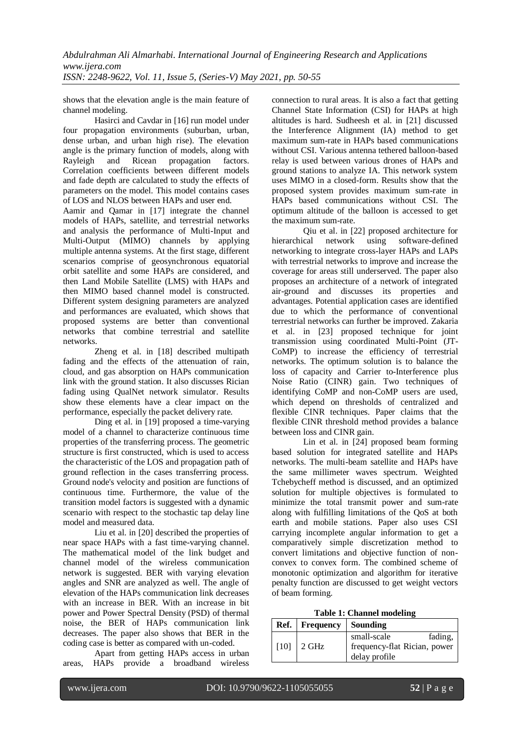shows that the elevation angle is the main feature of channel modeling.

Hasirci and Cavdar in [16] run model under four propagation environments (suburban, urban, dense urban, and urban high rise). The elevation angle is the primary function of models, along with Rayleigh and Ricean propagation factors. Correlation coefficients between different models and fade depth are calculated to study the effects of parameters on the model. This model contains cases of LOS and NLOS between HAPs and user end.

Aamir and Qamar in [17] integrate the channel models of HAPs, satellite, and terrestrial networks and analysis the performance of Multi-Input and Multi-Output (MIMO) channels by applying multiple antenna systems. At the first stage, different scenarios comprise of geosynchronous equatorial orbit satellite and some HAPs are considered, and then Land Mobile Satellite (LMS) with HAPs and then MIMO based channel model is constructed. Different system designing parameters are analyzed and performances are evaluated, which shows that proposed systems are better than conventional networks that combine terrestrial and satellite networks.

Zheng et al. in [18] described multipath fading and the effects of the attenuation of rain, cloud, and gas absorption on HAPs communication link with the ground station. It also discusses Rician fading using QualNet network simulator. Results show these elements have a clear impact on the performance, especially the packet delivery rate.

Ding et al. in [19] proposed a time-varying model of a channel to characterize continuous time properties of the transferring process. The geometric structure is first constructed, which is used to access the characteristic of the LOS and propagation path of ground reflection in the cases transferring process. Ground node's velocity and position are functions of continuous time. Furthermore, the value of the transition model factors is suggested with a dynamic scenario with respect to the stochastic tap delay line model and measured data.

Liu et al. in [20] described the properties of near space HAPs with a fast time-varying channel. The mathematical model of the link budget and channel model of the wireless communication network is suggested. BER with varying elevation angles and SNR are analyzed as well. The angle of elevation of the HAPs communication link decreases with an increase in BER. With an increase in bit power and Power Spectral Density (PSD) of thermal noise, the BER of HAPs communication link decreases. The paper also shows that BER in the coding case is better as compared with un-coded.

Apart from getting HAPs access in urban areas, HAPs provide a broadband wireless connection to rural areas. It is also a fact that getting Channel State Information (CSI) for HAPs at high altitudes is hard. Sudheesh et al. in [21] discussed the Interference Alignment (IA) method to get maximum sum-rate in HAPs based communications without CSI. Various antenna tethered balloon-based relay is used between various drones of HAPs and ground stations to analyze IA. This network system uses MIMO in a closed-form. Results show that the proposed system provides maximum sum-rate in HAPs based communications without CSI. The optimum altitude of the balloon is accessed to get the maximum sum-rate.

Qiu et al. in [22] proposed architecture for hierarchical network using software-defined networking to integrate cross-layer HAPs and LAPs with terrestrial networks to improve and increase the coverage for areas still underserved. The paper also proposes an architecture of a network of integrated air-ground and discusses its properties and advantages. Potential application cases are identified due to which the performance of conventional terrestrial networks can further be improved. Zakaria et al. in [23] proposed technique for joint transmission using coordinated Multi-Point (JT-CoMP) to increase the efficiency of terrestrial networks. The optimum solution is to balance the loss of capacity and Carrier to-Interference plus Noise Ratio (CINR) gain. Two techniques of identifying CoMP and non-CoMP users are used, which depend on thresholds of centralized and flexible CINR techniques. Paper claims that the flexible CINR threshold method provides a balance between loss and CINR gain.

Lin et al. in [24] proposed beam forming based solution for integrated satellite and HAPs networks. The multi-beam satellite and HAPs have the same millimeter waves spectrum. Weighted Tchebycheff method is discussed, and an optimized solution for multiple objectives is formulated to minimize the total transmit power and sum-rate along with fulfilling limitations of the QoS at both earth and mobile stations. Paper also uses CSI carrying incomplete angular information to get a comparatively simple discretization method to convert limitations and objective function of non-convex to convex form. The combined scheme of monotonic optimization and algorithm for iterative penalty function are discussed to get weight vectors of beam forming.

**Table 1: Channel modeling**

| Ref. | Frequency | Sounding |
|---|---|---|
| [10] | 2 GHz | small-scale fading, frequency-flat Rician, power delay profile |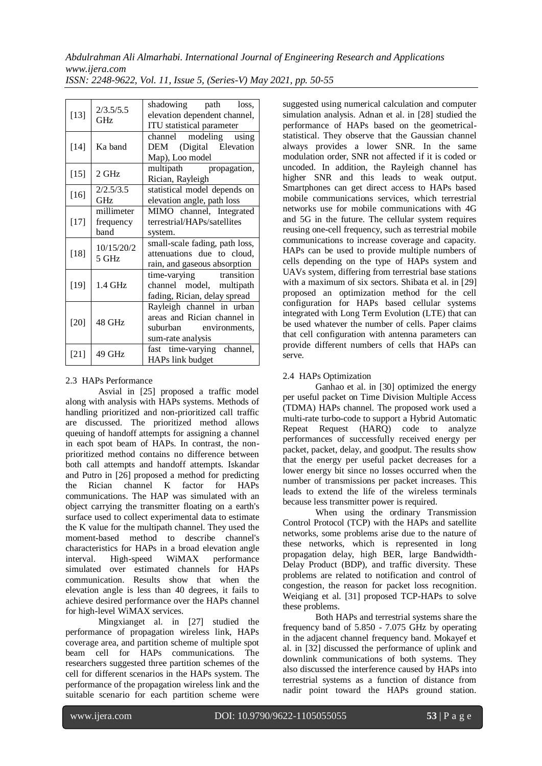| [13] | 2/3.5/5.5 GHz | shadowing path loss, elevation dependent channel, ITU statistical parameter |
|---|---|---|
| [14] | Ka band | channel modeling using DEM (Digital Elevation Map), Loo model |
| [15] | 2 GHz | multipath propagation, Rician, Rayleigh |
| [16] | 2/2.5/3.5 GHz | statistical model depends on elevation angle, path loss |
| [17] | millimeter frequency band | MIMO channel, Integrated terrestrial/HAPs/satellites system. |
| [18] | 10/15/20/25 GHz | small-scale fading, path loss, attenuations due to cloud, rain, and gaseous absorption |
| [19] | 1.4 GHz | time-varying transition channel model, multipath fading, Rician, delay spread |
| [20] | 48 GHz | Rayleigh channel in urban areas and Rician channel in suburban environments, sum-rate analysis |
| [21] | 49 GHz | fast time-varying channel, HAPs link budget |

### 2.3 HAPs Performance

Asvial in [25] proposed a traffic model along with analysis with HAPs systems. Methods of handling prioritized and non-prioritized call traffic are discussed. The prioritized method allows queuing of handoff attempts for assigning a channel in each spot beam of HAPs. In contrast, the non-prioritized method contains no difference between both call attempts and handoff attempts. Iskandar and Putro in [26] proposed a method for predicting the Rician channel K factor for HAPs communications. The HAP was simulated with an object carrying the transmitter floating on a earth's surface used to collect experimental data to estimate the K value for the multipath channel. They used the moment-based method to describe channel's characteristics for HAPs in a broad elevation angle interval. High-speed WiMAX performance simulated over estimated channels for HAPs communication. Results show that when the elevation angle is less than 40 degrees, it fails to achieve desired performance over the HAPs channel for high-level WiMAX services.

Mingxianget al. in [27] studied the performance of propagation wireless link, HAPs coverage area, and partition scheme of multiple spot beam cell for HAPs communications. The researchers suggested three partition schemes of the cell for different scenarios in the HAPs system. The performance of the propagation wireless link and the suitable scenario for each partition scheme were suggested using numerical calculation and computer simulation analysis. Adnan et al. in [28] studied the performance of HAPs based on the geometrical-statistical. They observe that the Gaussian channel always provides a lower SNR. In the same modulation order, SNR not affected if it is coded or uncoded. In addition, the Rayleigh channel has higher SNR and this leads to weak output. Smartphones can get direct access to HAPs based mobile communications services, which terrestrial networks use for mobile communications with 4G and 5G in the future. The cellular system requires reusing one-cell frequency, such as terrestrial mobile communications to increase coverage and capacity. HAPs can be used to provide multiple numbers of cells depending on the type of HAPs system and UAVs system, differing from terrestrial base stations with a maximum of six sectors. Shibata et al. in [29] proposed an optimization method for the cell configuration for HAPs based cellular systems integrated with Long Term Evolution (LTE) that can be used whatever the number of cells. Paper claims that cell configuration with antenna parameters can provide different numbers of cells that HAPs can serve.

### 2.4 HAPs Optimization

Ganhao et al. in [30] optimized the energy per useful packet on Time Division Multiple Access (TDMA) HAPs channel. The proposed work used a multi-rate turbo-code to support a Hybrid Automatic Repeat Request (HARQ) code to analyze performances of successfully received energy per packet, packet, delay, and goodput. The results show that the energy per useful packet decreases for a lower energy bit since no losses occurred when the number of transmissions per packet increases. This leads to extend the life of the wireless terminals because less transmitter power is required.

When using the ordinary Transmission Control Protocol (TCP) with the HAPs and satellite networks, some problems arise due to the nature of these networks, which is represented in long propagation delay, high BER, large Bandwidth-Delay Product (BDP), and traffic diversity. These problems are related to notification and control of congestion, the reason for packet loss recognition. Weiqiang et al. [31] proposed TCP-HAPs to solve these problems.

Both HAPs and terrestrial systems share the frequency band of 5.850 - 7.075 GHz by operating in the adjacent channel frequency band. Mokayef et al. in [32] discussed the performance of uplink and downlink communications of both systems. They also discussed the interference caused by HAPs into terrestrial systems as a function of distance from nadir point toward the HAPs ground station.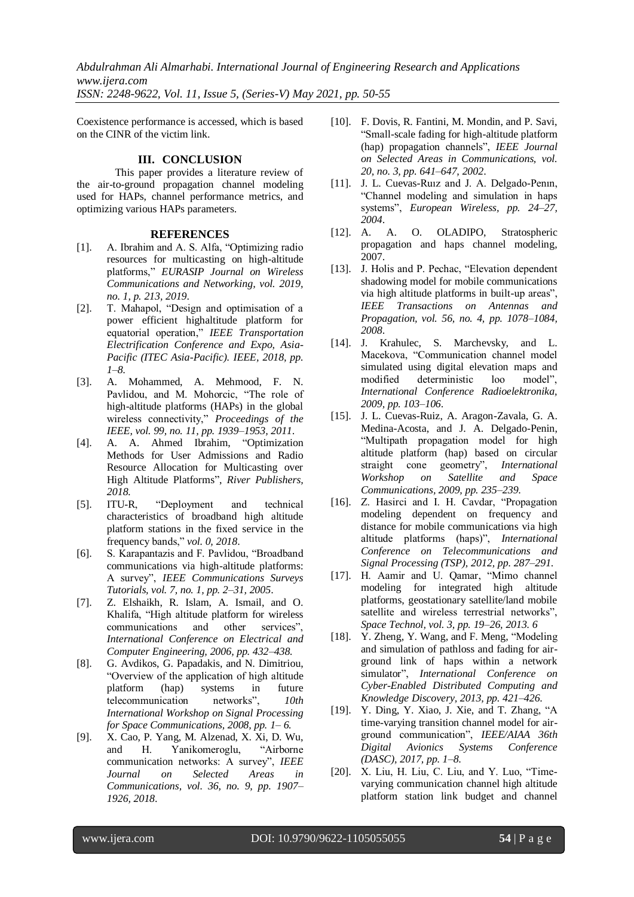Coexistence performance is accessed, which is based on the CINR of the victim link.

## III. CONCLUSION

This paper provides a literature review of the air-to-ground propagation channel modeling used for HAPs, channel performance metrics, and optimizing various HAPs parameters.

## REFERENCES

[1]. A. Ibrahim and A. S. Alfa, "Optimizing radio resources for multicasting on high-altitude platforms," *EURASIP Journal on Wireless Communications and Networking, vol. 2019, no. 1, p. 213, 2019*.

[2]. T. Mahapol, "Design and optimisation of a power efficient highaltitude platform for equatorial operation," *IEEE Transportation Electrification Conference and Expo, Asia-Pacific (ITEC Asia-Pacific). IEEE, 2018, pp. 1–8*.

[3]. A. Mohammed, A. Mehmood, F. N. Pavlidou, and M. Mohorcic, "The role of high-altitude platforms (HAPs) in the global wireless connectivity," *Proceedings of the IEEE, vol. 99, no. 11, pp. 1939–1953, 2011*.

[4]. A. A. Ahmed Ibrahim, "Optimization Methods for User Admissions and Radio Resource Allocation for Multicasting over High Altitude Platforms", *River Publishers, 2018.*

[5]. ITU-R, "Deployment and technical characteristics of broadband high altitude platform stations in the fixed service in the frequency bands," *vol. 0, 2018*.

[6]. S. Karapantazis and F. Pavlidou, "Broadband communications via high-altitude platforms: A survey", *IEEE Communications Surveys Tutorials, vol. 7, no. 1, pp. 2–31, 2005*.

[7]. Z. Elshaikh, R. Islam, A. Ismail, and O. Khalifa, "High altitude platform for wireless communications and other services", *International Conference on Electrical and Computer Engineering, 2006, pp. 432–438.*

[8]. G. Avdikos, G. Papadakis, and N. Dimitriou, "Overview of the application of high altitude platform (hap) systems in future telecommunication networks", *10th International Workshop on Signal Processing for Space Communications, 2008, pp. 1– 6.*

[9]. X. Cao, P. Yang, M. Alzenad, X. Xi, D. Wu, and H. Yanikomeroglu, "Airborne communication networks: A survey", *IEEE Journal on Selected Areas in Communications, vol. 36, no. 9, pp. 1907–1926, 2018*.

[10]. F. Dovis, R. Fantini, M. Mondin, and P. Savi, "Small-scale fading for high-altitude platform (hap) propagation channels", *IEEE Journal on Selected Areas in Communications, vol. 20, no. 3, pp. 641–647, 2002*.

[11]. J. L. Cuevas-Ruız and J. A. Delgado-Penın, "Channel modeling and simulation in haps systems", *European Wireless, pp. 24–27, 2004*.

[12]. A. A. O. OLADIPO, Stratospheric propagation and haps channel modeling, 2007.

[13]. J. Holis and P. Pechac, "Elevation dependent shadowing model for mobile communications via high altitude platforms in built-up areas", *IEEE Transactions on Antennas and Propagation, vol. 56, no. 4, pp. 1078–1084, 2008*.

[14]. J. Krahulec, S. Marchevsky, and L. Macekova, "Communication channel model simulated using digital elevation maps and modified deterministic loo model", *International Conference Radioelektronika, 2009, pp. 103–106*.

[15]. J. L. Cuevas-Ruiz, A. Aragon-Zavala, G. A. Medina-Acosta, and J. A. Delgado-Penin, "Multipath propagation model for high altitude platform (hap) based on circular straight cone geometry", *International Workshop on Satellite and Space Communications, 2009, pp. 235–239.*

[16]. Z. Hasirci and I. H. Cavdar, "Propagation modeling dependent on frequency and distance for mobile communications via high altitude platforms (haps)", *International Conference on Telecommunications and Signal Processing (TSP), 2012, pp. 287–291.*

[17]. H. Aamir and U. Qamar, "Mimo channel modeling for integrated high altitude platforms, geostationary satellite/land mobile satellite and wireless terrestrial networks", *Space Technol, vol. 3, pp. 19–26, 2013. 6*

[18]. Y. Zheng, Y. Wang, and F. Meng, "Modeling and simulation of pathloss and fading for air-ground link of haps within a network simulator", *International Conference on Cyber-Enabled Distributed Computing and Knowledge Discovery, 2013, pp. 421–426.*

[19]. Y. Ding, Y. Xiao, J. Xie, and T. Zhang, "A time-varying transition channel model for air-ground communication", *IEEE/AIAA 36th Digital Avionics Systems Conference (DASC), 2017, pp. 1–8.*

[20]. X. Liu, H. Liu, C. Liu, and Y. Luo, "Time-varying communication channel high altitude platform station link budget and channel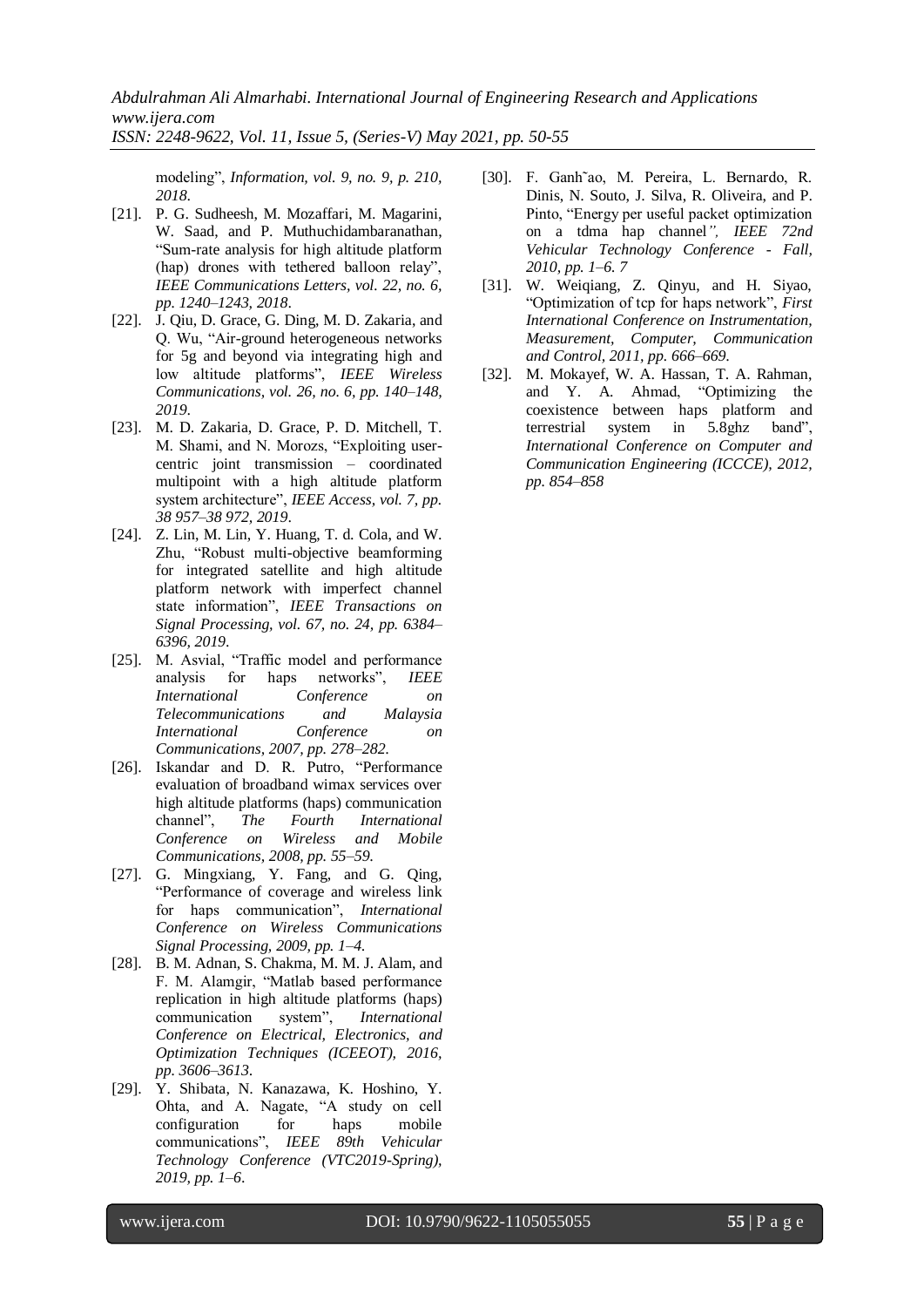modeling", *Information, vol. 9, no. 9, p. 210, 2018*.

[21]. P. G. Sudheesh, M. Mozaffari, M. Magarini, W. Saad, and P. Muthuchidambaranathan, "Sum-rate analysis for high altitude platform (hap) drones with tethered balloon relay", *IEEE Communications Letters, vol. 22, no. 6, pp. 1240–1243, 2018*.

[22]. J. Qiu, D. Grace, G. Ding, M. D. Zakaria, and Q. Wu, "Air-ground heterogeneous networks for 5g and beyond via integrating high and low altitude platforms", *IEEE Wireless Communications, vol. 26, no. 6, pp. 140–148, 2019*.

[23]. M. D. Zakaria, D. Grace, P. D. Mitchell, T. M. Shami, and N. Morozs, "Exploiting user-centric joint transmission – coordinated multipoint with a high altitude platform system architecture", *IEEE Access, vol. 7, pp. 38 957–38 972, 2019*.

[24]. Z. Lin, M. Lin, Y. Huang, T. d. Cola, and W. Zhu, "Robust multi-objective beamforming for integrated satellite and high altitude platform network with imperfect channel state information", *IEEE Transactions on Signal Processing, vol. 67, no. 24, pp. 6384–6396, 2019*.

[25]. M. Asvial, "Traffic model and performance analysis for haps networks", *IEEE International Conference on Telecommunications and Malaysia International Conference on Communications, 2007, pp. 278–282.*

[26]. Iskandar and D. R. Putro, "Performance evaluation of broadband wimax services over high altitude platforms (haps) communication channel", *The Fourth International Conference on Wireless and Mobile Communications, 2008, pp. 55–59.*

[27]. G. Mingxiang, Y. Fang, and G. Qing, "Performance of coverage and wireless link for haps communication", *International Conference on Wireless Communications Signal Processing, 2009, pp. 1–4.*

[28]. B. M. Adnan, S. Chakma, M. M. J. Alam, and F. M. Alamgir, "Matlab based performance replication in high altitude platforms (haps) communication system", *International Conference on Electrical, Electronics, and Optimization Techniques (ICEEOT), 2016, pp. 3606–3613.*

[29]. Y. Shibata, N. Kanazawa, K. Hoshino, Y. Ohta, and A. Nagate, "A study on cell configuration for haps mobile communications", *IEEE 89th Vehicular Technology Conference (VTC2019-Spring), 2019, pp. 1–6*.

[30]. F. Ganh˜ao, M. Pereira, L. Bernardo, R. Dinis, N. Souto, J. Silva, R. Oliveira, and P. Pinto, "Energy per useful packet optimization on a tdma hap channel*", IEEE 72nd Vehicular Technology Conference - Fall, 2010, pp. 1–6. 7*

[31]. W. Weiqiang, Z. Qinyu, and H. Siyao, "Optimization of tcp for haps network", *First International Conference on Instrumentation, Measurement, Computer, Communication and Control, 2011, pp. 666–669.*

[32]. M. Mokayef, W. A. Hassan, T. A. Rahman, and Y. A. Ahmad, "Optimizing the coexistence between haps platform and terrestrial system in 5.8ghz band", *International Conference on Computer and Communication Engineering (ICCCE), 2012, pp. 854–858*